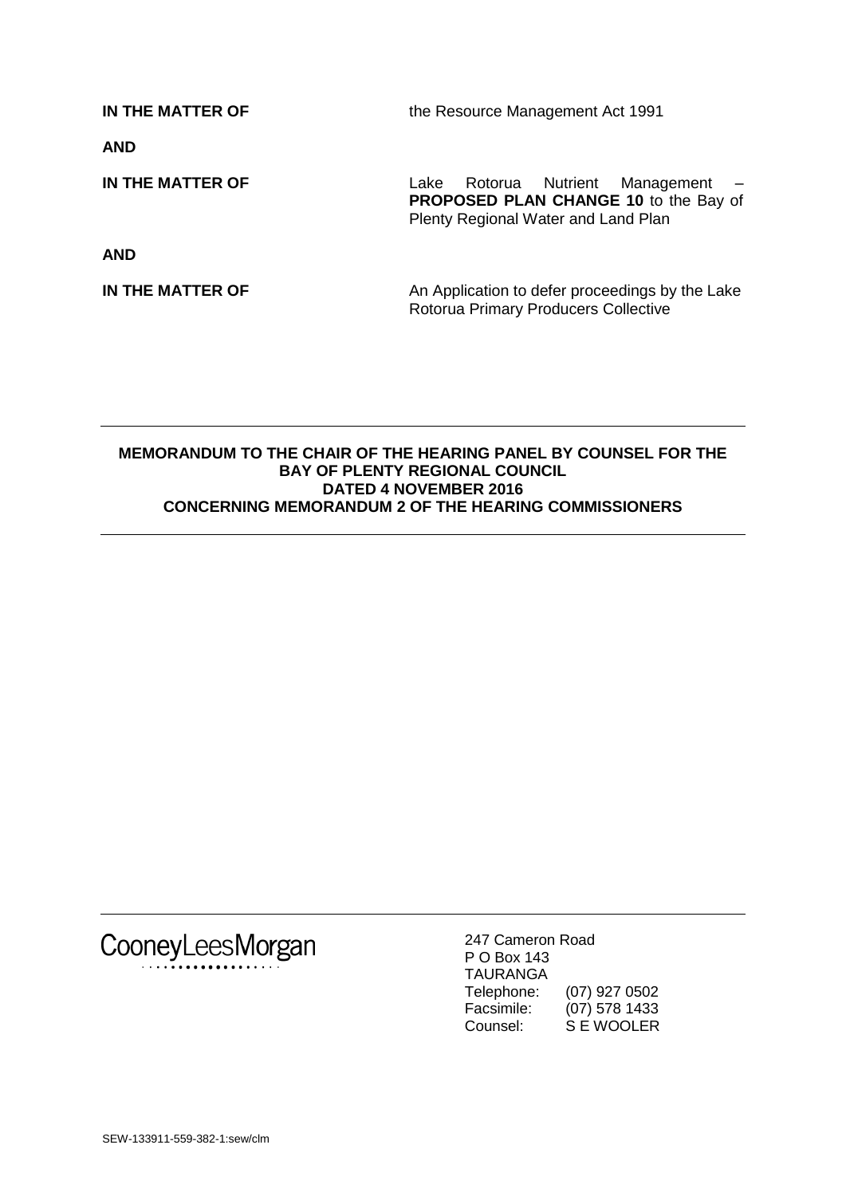| | |
|---|---|
| **IN THE MATTER OF** | the Resource Management Act 1991 |
| **AND** | |
| **IN THE MATTER OF** | Lake Rotorua Nutrient Management – **PROPOSED PLAN CHANGE 10** to the Bay of Plenty Regional Water and Land Plan |
| **AND** | |
| **IN THE MATTER OF** | An Application to defer proceedings by the Lake Rotorua Primary Producers Collective |

---

**MEMORANDUM TO THE CHAIR OF THE HEARING PANEL BY COUNSEL FOR THE BAY OF PLENTY REGIONAL COUNCIL**
**DATED 4 NOVEMBER 2016**
**CONCERNING MEMORANDUM 2 OF THE HEARING COMMISSIONERS**

---

CooneyLeesMorgan

247 Cameron Road
P O Box 143
TAURANGA

| | |
|---|---|
| Telephone: | (07) 927 0502 |
| Facsimile: | (07) 578 1433 |
| Counsel: | S E WOOLER |

SEW-133911-559-382-1:sew/clm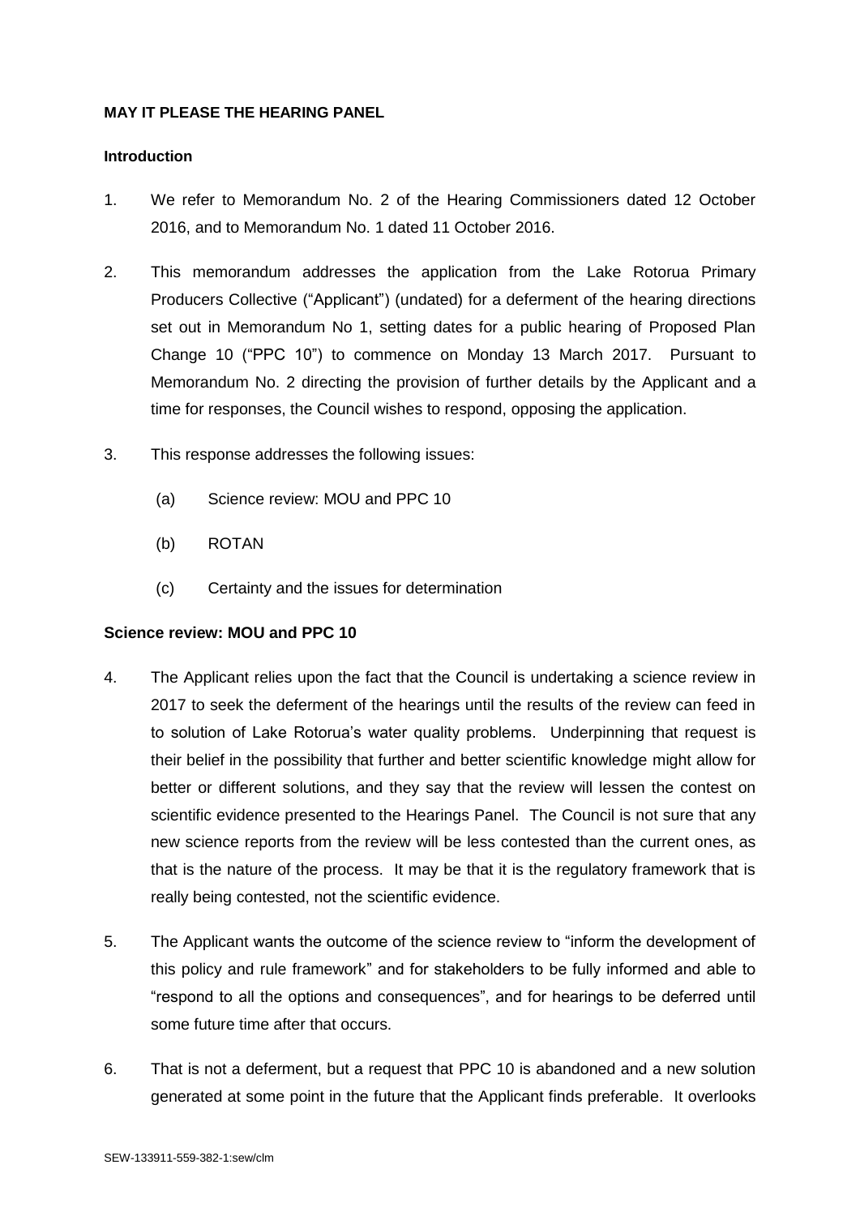**MAY IT PLEASE THE HEARING PANEL**

**Introduction**

1. We refer to Memorandum No. 2 of the Hearing Commissioners dated 12 October 2016, and to Memorandum No. 1 dated 11 October 2016.

2. This memorandum addresses the application from the Lake Rotorua Primary Producers Collective ("Applicant") (undated) for a deferment of the hearing directions set out in Memorandum No 1, setting dates for a public hearing of Proposed Plan Change 10 ("PPC 10") to commence on Monday 13 March 2017. Pursuant to Memorandum No. 2 directing the provision of further details by the Applicant and a time for responses, the Council wishes to respond, opposing the application.

3. This response addresses the following issues:

   (a) Science review: MOU and PPC 10

   (b) ROTAN

   (c) Certainty and the issues for determination

**Science review: MOU and PPC 10**

4. The Applicant relies upon the fact that the Council is undertaking a science review in 2017 to seek the deferment of the hearings until the results of the review can feed in to solution of Lake Rotorua's water quality problems. Underpinning that request is their belief in the possibility that further and better scientific knowledge might allow for better or different solutions, and they say that the review will lessen the contest on scientific evidence presented to the Hearings Panel. The Council is not sure that any new science reports from the review will be less contested than the current ones, as that is the nature of the process. It may be that it is the regulatory framework that is really being contested, not the scientific evidence.

5. The Applicant wants the outcome of the science review to "inform the development of this policy and rule framework" and for stakeholders to be fully informed and able to "respond to all the options and consequences", and for hearings to be deferred until some future time after that occurs.

6. That is not a deferment, but a request that PPC 10 is abandoned and a new solution generated at some point in the future that the Applicant finds preferable. It overlooks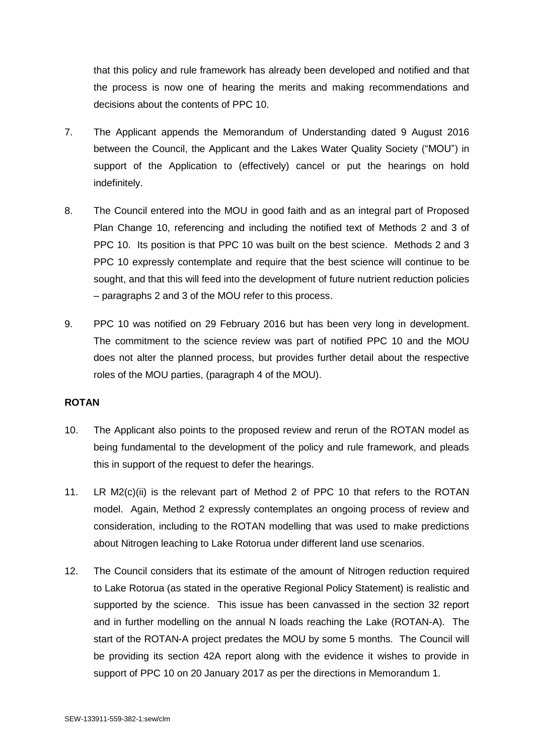that this policy and rule framework has already been developed and notified and that the process is now one of hearing the merits and making recommendations and decisions about the contents of PPC 10.

7. The Applicant appends the Memorandum of Understanding dated 9 August 2016 between the Council, the Applicant and the Lakes Water Quality Society ("MOU") in support of the Application to (effectively) cancel or put the hearings on hold indefinitely.

8. The Council entered into the MOU in good faith and as an integral part of Proposed Plan Change 10, referencing and including the notified text of Methods 2 and 3 of PPC 10. Its position is that PPC 10 was built on the best science. Methods 2 and 3 PPC 10 expressly contemplate and require that the best science will continue to be sought, and that this will feed into the development of future nutrient reduction policies – paragraphs 2 and 3 of the MOU refer to this process.

9. PPC 10 was notified on 29 February 2016 but has been very long in development. The commitment to the science review was part of notified PPC 10 and the MOU does not alter the planned process, but provides further detail about the respective roles of the MOU parties, (paragraph 4 of the MOU).

**ROTAN**

10. The Applicant also points to the proposed review and rerun of the ROTAN model as being fundamental to the development of the policy and rule framework, and pleads this in support of the request to defer the hearings.

11. LR M2(c)(ii) is the relevant part of Method 2 of PPC 10 that refers to the ROTAN model. Again, Method 2 expressly contemplates an ongoing process of review and consideration, including to the ROTAN modelling that was used to make predictions about Nitrogen leaching to Lake Rotorua under different land use scenarios.

12. The Council considers that its estimate of the amount of Nitrogen reduction required to Lake Rotorua (as stated in the operative Regional Policy Statement) is realistic and supported by the science. This issue has been canvassed in the section 32 report and in further modelling on the annual N loads reaching the Lake (ROTAN-A). The start of the ROTAN-A project predates the MOU by some 5 months. The Council will be providing its section 42A report along with the evidence it wishes to provide in support of PPC 10 on 20 January 2017 as per the directions in Memorandum 1.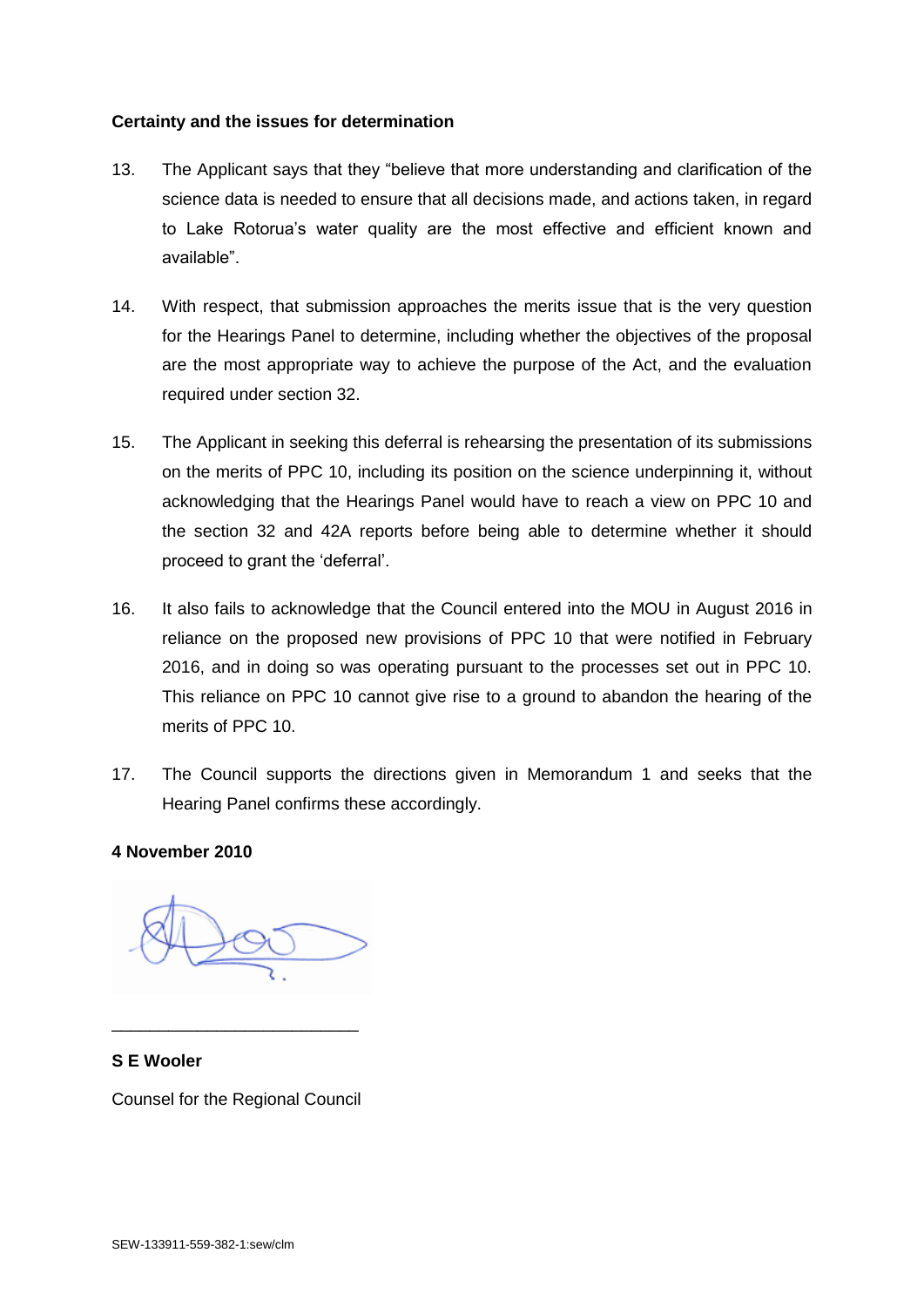**Certainty and the issues for determination**

13. The Applicant says that they "believe that more understanding and clarification of the science data is needed to ensure that all decisions made, and actions taken, in regard to Lake Rotorua's water quality are the most effective and efficient known and available".

14. With respect, that submission approaches the merits issue that is the very question for the Hearings Panel to determine, including whether the objectives of the proposal are the most appropriate way to achieve the purpose of the Act, and the evaluation required under section 32.

15. The Applicant in seeking this deferral is rehearsing the presentation of its submissions on the merits of PPC 10, including its position on the science underpinning it, without acknowledging that the Hearings Panel would have to reach a view on PPC 10 and the section 32 and 42A reports before being able to determine whether it should proceed to grant the 'deferral'.

16. It also fails to acknowledge that the Council entered into the MOU in August 2016 in reliance on the proposed new provisions of PPC 10 that were notified in February 2016, and in doing so was operating pursuant to the processes set out in PPC 10. This reliance on PPC 10 cannot give rise to a ground to abandon the hearing of the merits of PPC 10.

17. The Council supports the directions given in Memorandum 1 and seeks that the Hearing Panel confirms these accordingly.

**4 November 2010**

\_\_\_\_\_\_\_\_\_\_\_\_\_\_\_\_\_\_\_\_\_\_\_\_\_\_

**S E Wooler**

Counsel for the Regional Council

SEW-133911-559-382-1:sew/clm